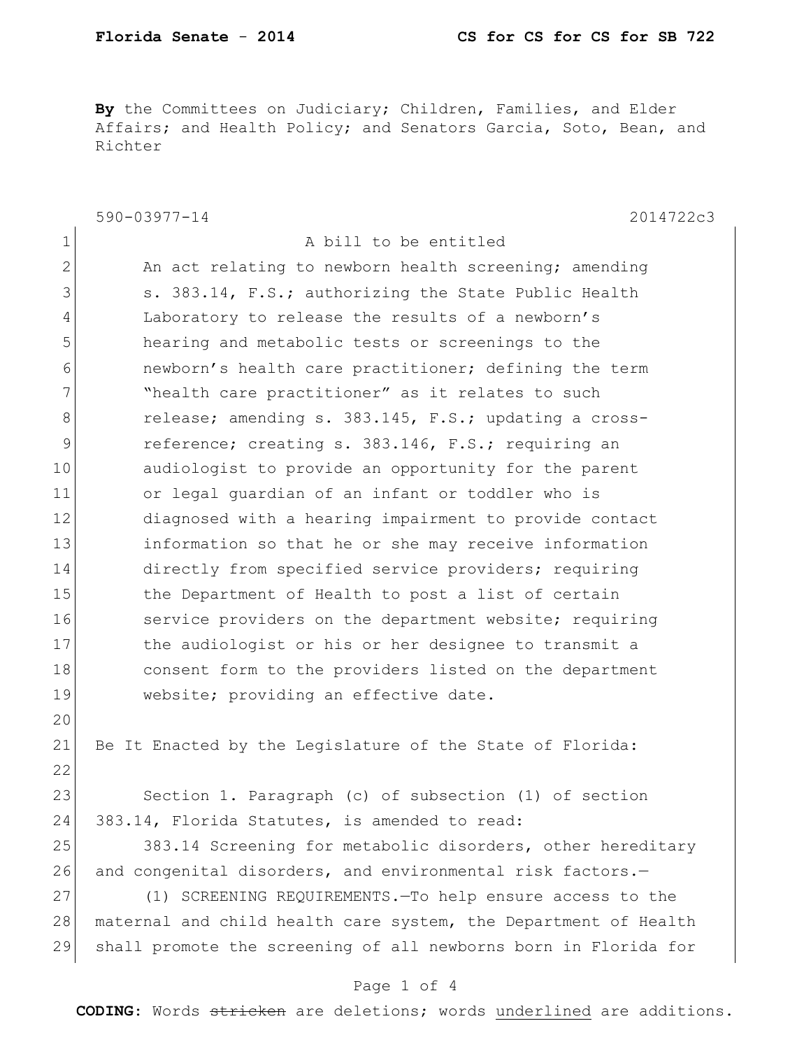**By** the Committees on Judiciary; Children, Families, and Elder Affairs; and Health Policy; and Senators Garcia, Soto, Bean, and Richter

590-03977-14 2014722c3

A bill to be entitled

An act relating to newborn health screening; amending s. 383.14, F.S.; authorizing the State Public Health Laboratory to release the results of a newborn's hearing and metabolic tests or screenings to the newborn's health care practitioner; defining the term "health care practitioner" as it relates to such release; amending s. 383.145, F.S.; updating a cross-reference; creating s. 383.146, F.S.; requiring an audiologist to provide an opportunity for the parent or legal guardian of an infant or toddler who is diagnosed with a hearing impairment to provide contact information so that he or she may receive information directly from specified service providers; requiring the Department of Health to post a list of certain service providers on the department website; requiring the audiologist or his or her designee to transmit a consent form to the providers listed on the department website; providing an effective date.

Be It Enacted by the Legislature of the State of Florida:

Section 1. Paragraph (c) of subsection (1) of section 383.14, Florida Statutes, is amended to read:

383.14 Screening for metabolic disorders, other hereditary and congenital disorders, and environmental risk factors.—

(1) SCREENING REQUIREMENTS.—To help ensure access to the maternal and child health care system, the Department of Health shall promote the screening of all newborns born in Florida for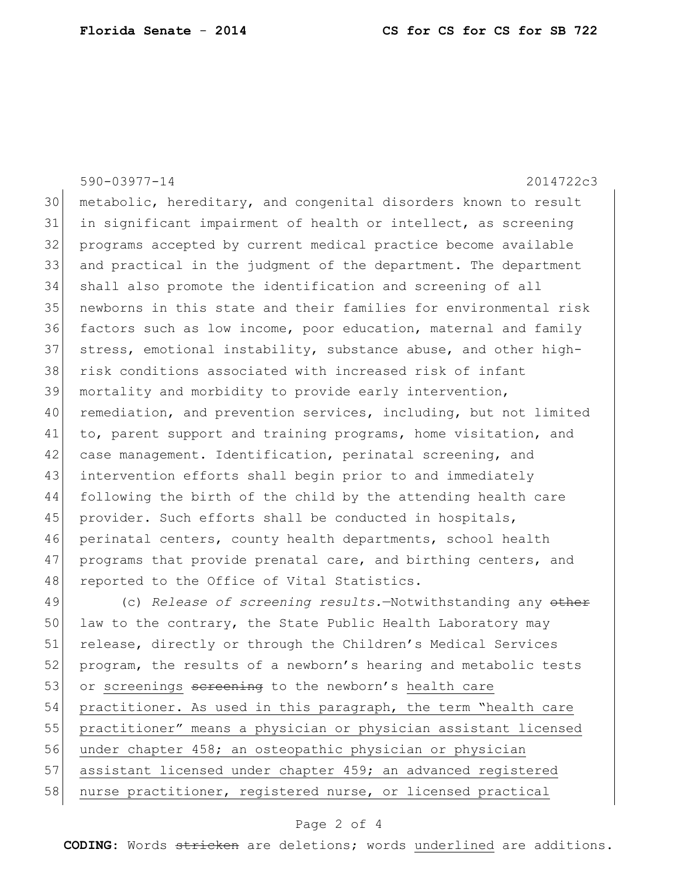590-03977-14 2014722c3

metabolic, hereditary, and congenital disorders known to result in significant impairment of health or intellect, as screening programs accepted by current medical practice become available and practical in the judgment of the department. The department shall also promote the identification and screening of all newborns in this state and their families for environmental risk factors such as low income, poor education, maternal and family stress, emotional instability, substance abuse, and other high-risk conditions associated with increased risk of infant mortality and morbidity to provide early intervention, remediation, and prevention services, including, but not limited to, parent support and training programs, home visitation, and case management. Identification, perinatal screening, and intervention efforts shall begin prior to and immediately following the birth of the child by the attending health care provider. Such efforts shall be conducted in hospitals, perinatal centers, county health departments, school health programs that provide prenatal care, and birthing centers, and reported to the Office of Vital Statistics.

(c) *Release of screening results.*—Notwithstanding any ~~other~~ law to the contrary, the State Public Health Laboratory may release, directly or through the Children's Medical Services program, the results of a newborn's hearing and metabolic tests or <u>screenings</u> ~~screening~~ to the newborn's <u>health care practitioner. As used in this paragraph, the term "health care practitioner" means a physician or physician assistant licensed under chapter 458; an osteopathic physician or physician assistant licensed under chapter 459; an advanced registered nurse practitioner, registered nurse, or licensed practical</u>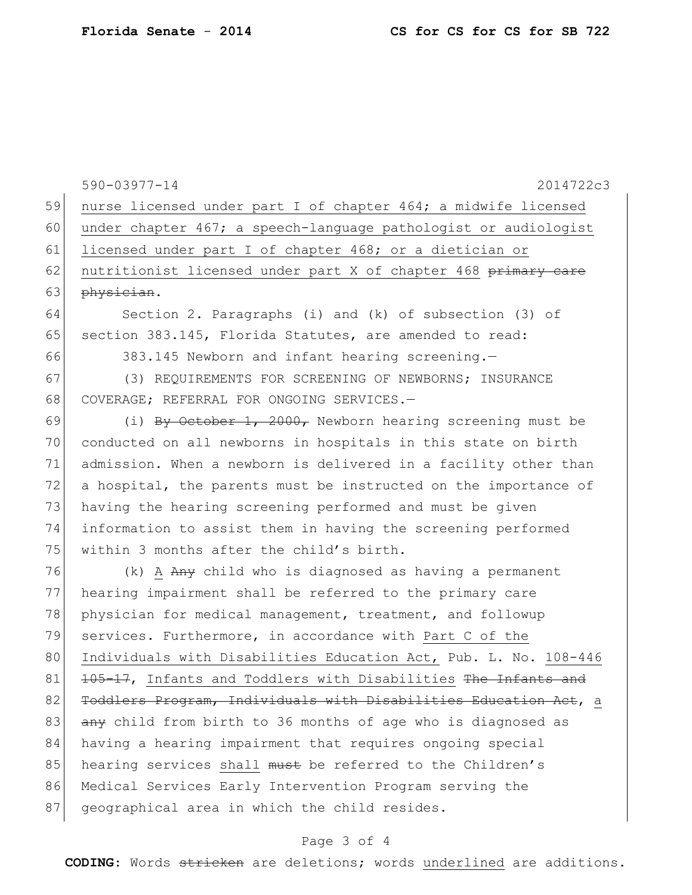590-03977-14 2014722c3

59 nurse licensed under part I of chapter 464; a midwife licensed
60 under chapter 467; a speech-language pathologist or audiologist
61 licensed under part I of chapter 468; or a dietician or
62 nutritionist licensed under part X of chapter 468 ~~primary care~~
63 ~~physician~~.

64 Section 2. Paragraphs (i) and (k) of subsection (3) of
65 section 383.145, Florida Statutes, are amended to read:

66 383.145 Newborn and infant hearing screening.—

67 (3) REQUIREMENTS FOR SCREENING OF NEWBORNS; INSURANCE
68 COVERAGE; REFERRAL FOR ONGOING SERVICES.—

69 (i) ~~By October 1, 2000,~~ Newborn hearing screening must be
70 conducted on all newborns in hospitals in this state on birth
71 admission. When a newborn is delivered in a facility other than
72 a hospital, the parents must be instructed on the importance of
73 having the hearing screening performed and must be given
74 information to assist them in having the screening performed
75 within 3 months after the child's birth.

76 (k) <u>A</u> ~~Any~~ child who is diagnosed as having a permanent
77 hearing impairment shall be referred to the primary care
78 physician for medical management, treatment, and followup
79 services. Furthermore, in accordance with <u>Part C of the</u>
80 <u>Individuals with Disabilities Education Act,</u> Pub. L. No. <u>108-446</u>
81 ~~105-17~~, <u>Infants and Toddlers with Disabilities</u> ~~The Infants and~~
82 ~~Toddlers Program, Individuals with Disabilities Education Act~~, <u>a</u>
83 ~~any~~ child from birth to 36 months of age who is diagnosed as
84 having a hearing impairment that requires ongoing special
85 hearing services <u>shall</u> ~~must~~ be referred to the Children's
86 Medical Services Early Intervention Program serving the
87 geographical area in which the child resides.

**CODING:** Words ~~stricken~~ are deletions; words <u>underlined</u> are additions.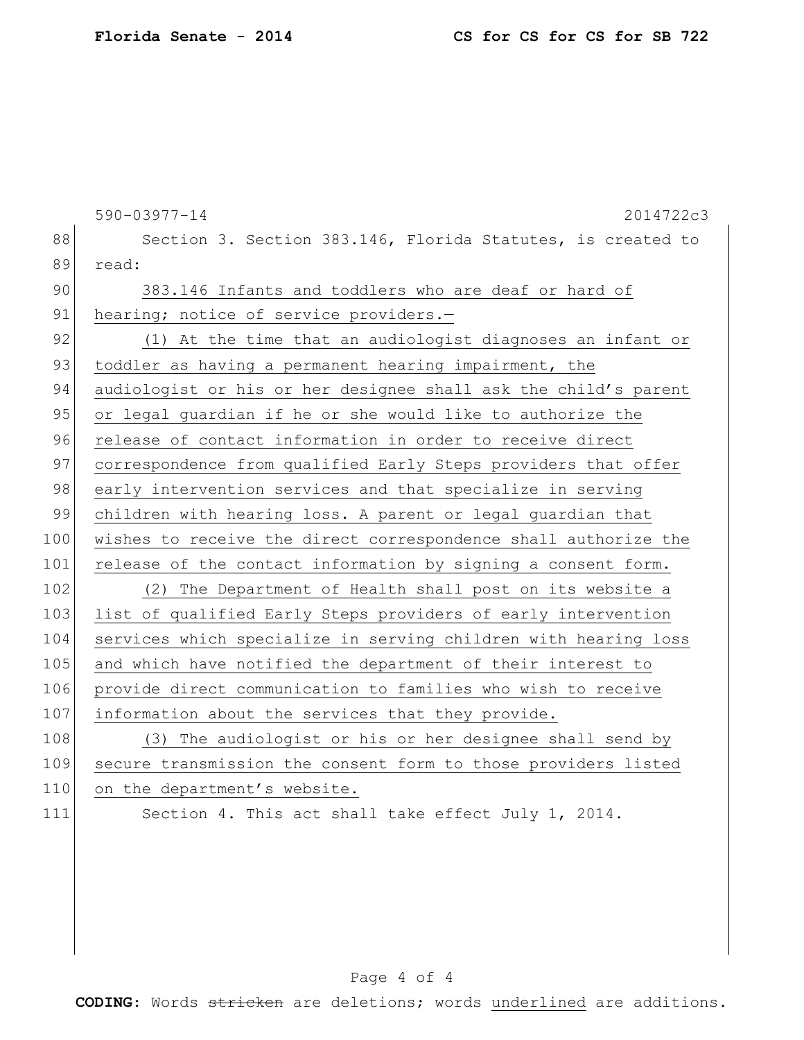590-03977-14 2014722c3

Section 3. Section 383.146, Florida Statutes, is created to read:

<u>383.146 Infants and toddlers who are deaf or hard of hearing; notice of service providers.—</u>

<u>(1) At the time that an audiologist diagnoses an infant or toddler as having a permanent hearing impairment, the audiologist or his or her designee shall ask the child's parent or legal guardian if he or she would like to authorize the release of contact information in order to receive direct correspondence from qualified Early Steps providers that offer early intervention services and that specialize in serving children with hearing loss. A parent or legal guardian that wishes to receive the direct correspondence shall authorize the release of the contact information by signing a consent form.</u>

<u>(2) The Department of Health shall post on its website a list of qualified Early Steps providers of early intervention services which specialize in serving children with hearing loss and which have notified the department of their interest to provide direct communication to families who wish to receive information about the services that they provide.</u>

<u>(3) The audiologist or his or her designee shall send by secure transmission the consent form to those providers listed on the department's website.</u>

Section 4. This act shall take effect July 1, 2014.